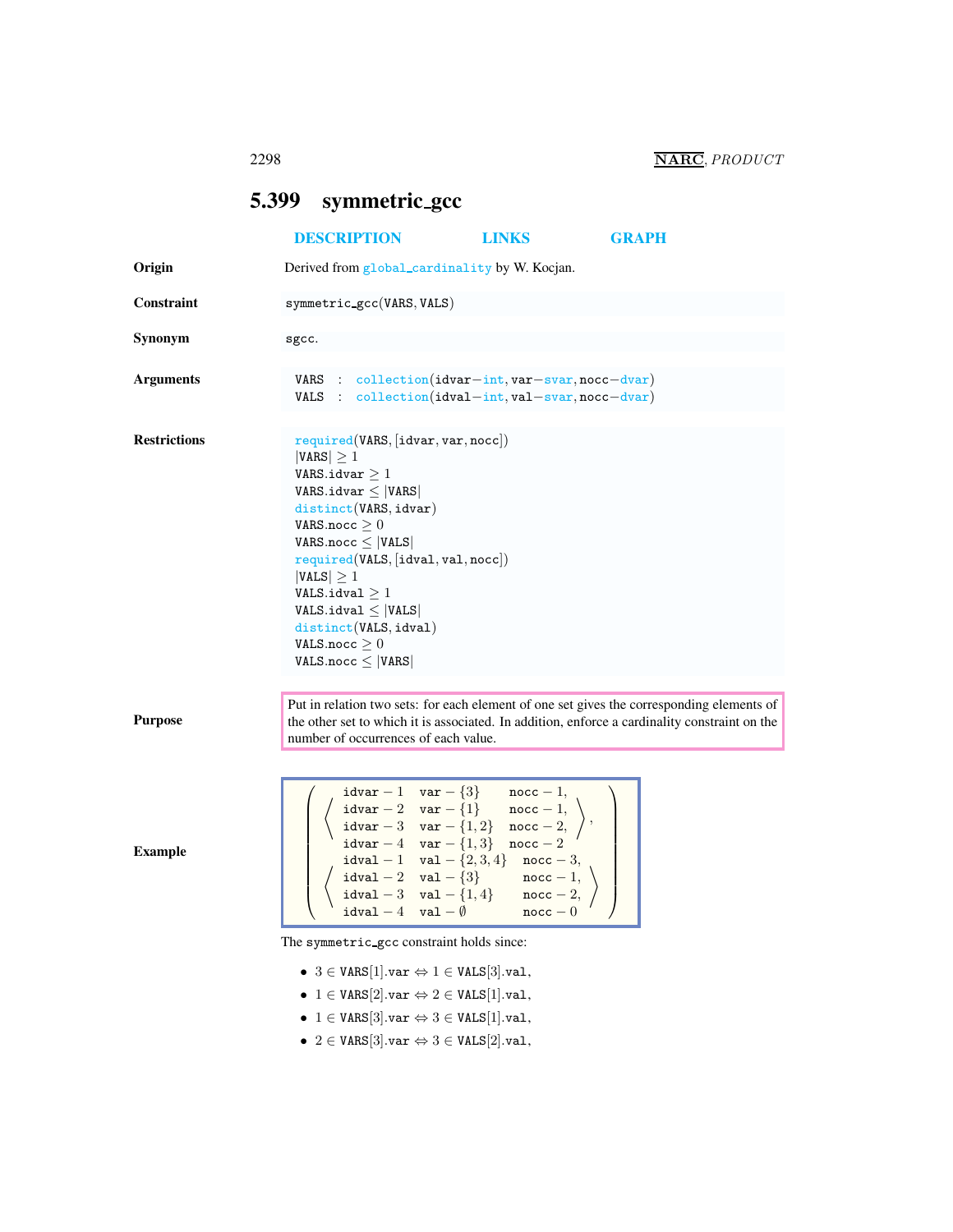## 5.399 symmetric_gcc

DESCRIPTION LINKS GRAPH

**Origin**

Derived from global_cardinality by W. Kocjan.

**Constraint**

symmetric_gcc(VARS, VALS)

**Synonym**

sgcc.

**Arguments**

```
VARS : collection(idvar-int, var-svar, nocc-dvar)
VALS : collection(idval-int, val-svar, nocc-dvar)
```

**Restrictions**

```
required(VARS, [idvar, var, nocc])
|VARS| ≥ 1
VARS.idvar ≥ 1
VARS.idvar ≤ |VARS|
distinct(VARS, idvar)
VARS.nocc ≥ 0
VARS.nocc ≤ |VALS|
required(VALS, [idval, val, nocc])
|VALS| ≥ 1
VALS.idval ≥ 1
VALS.idval ≤ |VALS|
distinct(VALS, idval)
VALS.nocc ≥ 0
VALS.nocc ≤ |VARS|
```

**Purpose**

Put in relation two sets: for each element of one set gives the corresponding elements of the other set to which it is associated. In addition, enforce a cardinality constraint on the number of occurrences of each value.

**Example**

$$\left(\begin{array}{l}\left\langle\begin{array}{lll}\texttt{idvar}-1 & \texttt{var}-\{3\} & \texttt{nocc}-1,\\ \texttt{idvar}-2 & \texttt{var}-\{1\} & \texttt{nocc}-1,\\ \texttt{idvar}-3 & \texttt{var}-\{1,2\} & \texttt{nocc}-2,\\ \texttt{idvar}-4 & \texttt{var}-\{1,3\} & \texttt{nocc}-2\end{array}\right\rangle,\\ \left\langle\begin{array}{lll}\texttt{idval}-1 & \texttt{val}-\{2,3,4\} & \texttt{nocc}-3,\\ \texttt{idval}-2 & \texttt{val}-\{3\} & \texttt{nocc}-1,\\ \texttt{idval}-3 & \texttt{val}-\{1,4\} & \texttt{nocc}-2,\\ \texttt{idval}-4 & \texttt{val}-\emptyset & \texttt{nocc}-0\end{array}\right\rangle\end{array}\right)$$

The symmetric_gcc constraint holds since:

- $3 \in$ VARS[1].var $\Leftrightarrow 1 \in$ VALS[3].val,
- $1 \in$ VARS[2].var $\Leftrightarrow 2 \in$ VALS[1].val,
- $1 \in$ VARS[3].var $\Leftrightarrow 3 \in$ VALS[1].val,
- $2 \in$ VARS[3].var $\Leftrightarrow 3 \in$ VALS[2].val,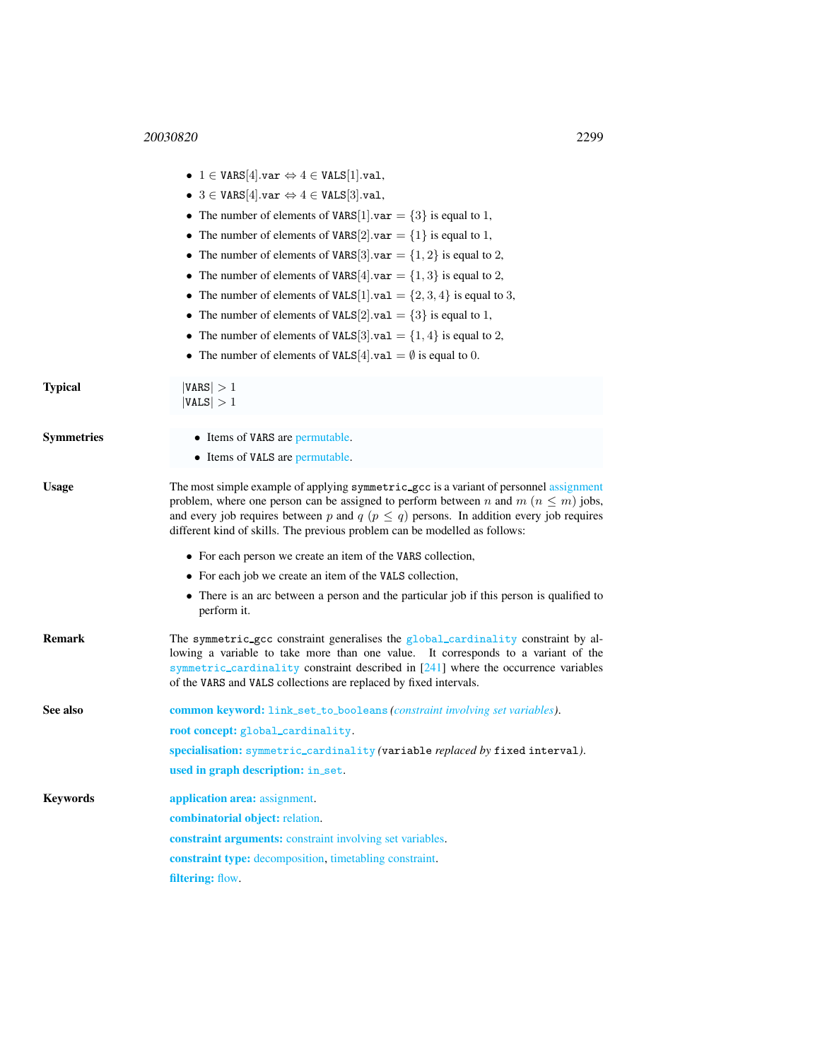- $1 \in$ VARS$[4]$.var $\Leftrightarrow 4 \in$ VALS$[1]$.val,
- $3 \in$ VARS$[4]$.var $\Leftrightarrow 4 \in$ VALS$[3]$.val,
- The number of elements of VARS$[1]$.var $= \{3\}$ is equal to 1,
- The number of elements of VARS$[2]$.var $= \{1\}$ is equal to 1,
- The number of elements of VARS$[3]$.var $= \{1, 2\}$ is equal to 2,
- The number of elements of VARS$[4]$.var $= \{1, 3\}$ is equal to 2,
- The number of elements of VALS$[1]$.val $= \{2, 3, 4\}$ is equal to 3,
- The number of elements of VALS$[2]$.val $= \{3\}$ is equal to 1,
- The number of elements of VALS$[3]$.val $= \{1, 4\}$ is equal to 2,
- The number of elements of VALS$[4]$.val $= \emptyset$ is equal to 0.

**Typical**

$|$VARS$| > 1$
$|$VALS$| > 1$

**Symmetries**

- Items of VARS are permutable.
- Items of VALS are permutable.

**Usage**

The most simple example of applying symmetric_gcc is a variant of personnel assignment problem, where one person can be assigned to perform between $n$ and $m$ ($n \leq m$) jobs, and every job requires between $p$ and $q$ ($p \leq q$) persons. In addition every job requires different kind of skills. The previous problem can be modelled as follows:

- For each person we create an item of the VARS collection,
- For each job we create an item of the VALS collection,
- There is an arc between a person and the particular job if this person is qualified to perform it.

**Remark**

The symmetric_gcc constraint generalises the global_cardinality constraint by allowing a variable to take more than one value. It corresponds to a variant of the symmetric_cardinality constraint described in [241] where the occurrence variables of the VARS and VALS collections are replaced by fixed intervals.

**See also**

**common keyword:** link_set_to_booleans *(constraint involving set variables)*.

**root concept:** global_cardinality.

**specialisation:** symmetric_cardinality (variable *replaced by* fixed interval).

**used in graph description:** in_set.

**Keywords**

**application area:** assignment.

**combinatorial object:** relation.

**constraint arguments:** constraint involving set variables.

**constraint type:** decomposition, timetabling constraint.

**filtering:** flow.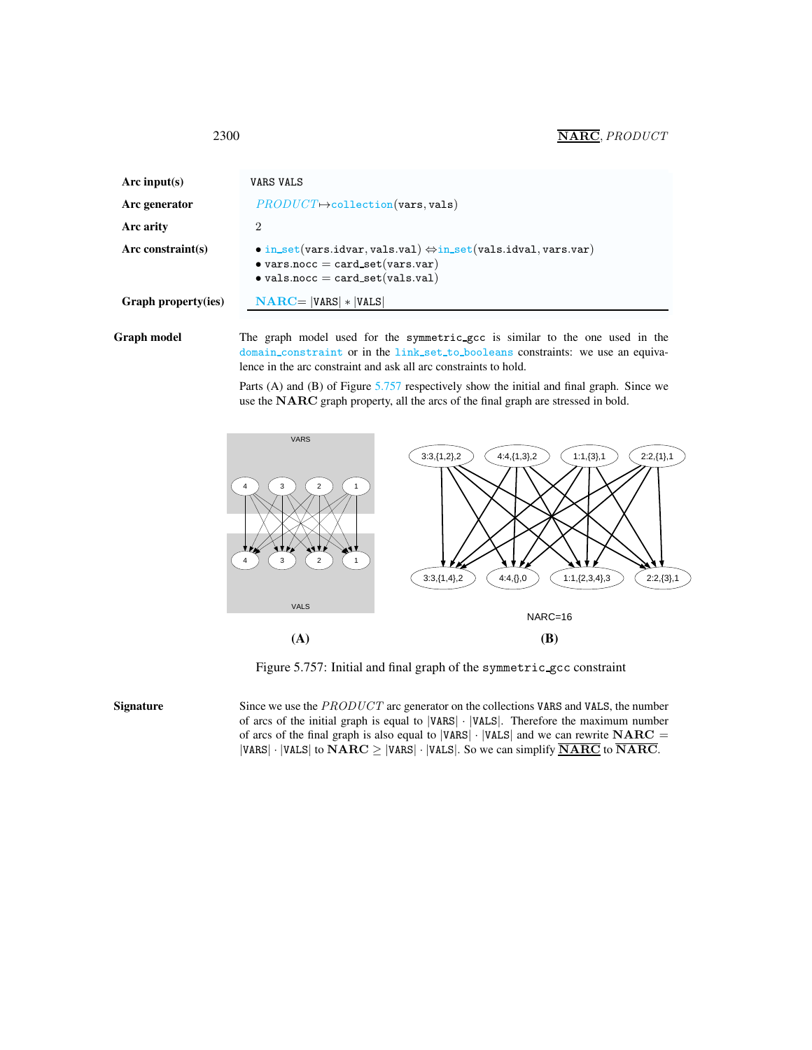| | |
|---|---|
| **Arc input(s)** | VARS VALS |
| **Arc generator** | *PRODUCT* ↦ collection(vars, vals) |
| **Arc arity** | 2 |
| **Arc constraint(s)** | • in_set(vars.idvar, vals.val) ⇔ in_set(vals.idval, vars.var)<br>• vars.nocc = card_set(vars.var)<br>• vals.nocc = card_set(vals.val) |
| **Graph property(ies)** | **NARC** = \|VARS\| ∗ \|VALS\| |

**Graph model** The graph model used for the symmetric_gcc is similar to the one used in the domain_constraint or in the link_set_to_booleans constraints: we use an equivalence in the arc constraint and ask all arc constraints to hold.

Parts (A) and (B) of Figure 5.757 respectively show the initial and final graph. Since we use the **NARC** graph property, all the arcs of the final graph are stressed in bold.

Figure 5.757: Initial and final graph of the symmetric_gcc constraint

**Signature** Since we use the *PRODUCT* arc generator on the collections VARS and VALS, the number of arcs of the initial graph is equal to |VARS| · |VALS|. Therefore the maximum number of arcs of the final graph is also equal to |VARS| · |VALS| and we can rewrite **NARC** = |VARS| · |VALS| to **NARC** ≥ |VARS| · |VALS|. So we can simplify $\underline{\textbf{NARC}}$ to $\overline{\textbf{NARC}}$.